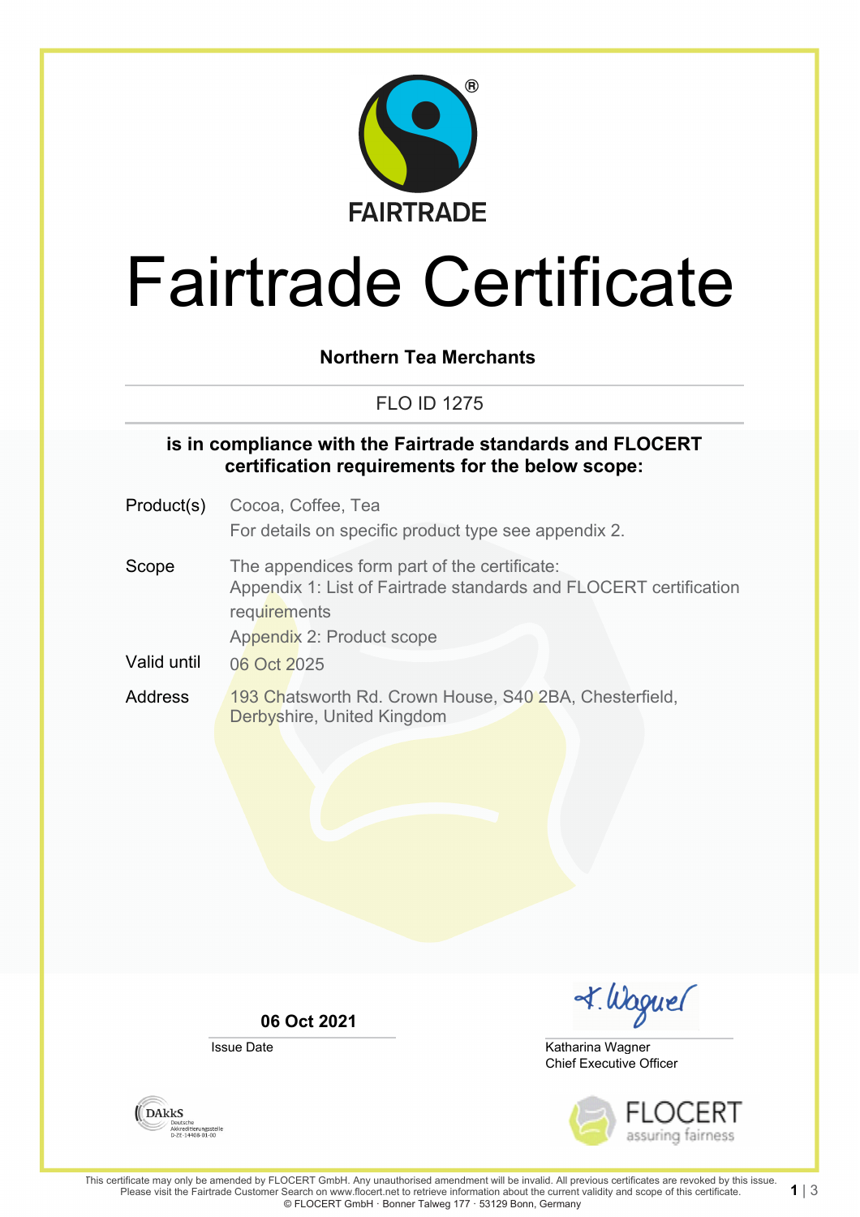FAIRTRADE

# Fairtrade Certificate

**Northern Tea Merchants**

FLO ID 1275

**is in compliance with the Fairtrade standards and FLOCERT certification requirements for the below scope:**

| | |
|---|---|
| Product(s) | Cocoa, Coffee, Tea<br>For details on specific product type see appendix 2. |
| Scope | The appendices form part of the certificate:<br>Appendix 1: List of Fairtrade standards and FLOCERT certification requirements<br>Appendix 2: Product scope |
| Valid until | 06 Oct 2025 |
| Address | 193 Chatsworth Rd. Crown House, S40 2BA, Chesterfield, Derbyshire, United Kingdom |

**06 Oct 2021**

Issue Date

K. Wagner

Katharina Wagner
Chief Executive Officer

DAkkS Deutsche Akkreditierungsstelle D-ZE-14408-01-00

FLOCERT assuring fairness

This certificate may only be amended by FLOCERT GmbH. Any unauthorised amendment will be invalid. All previous certificates are revoked by this issue. Please visit the Fairtrade Customer Search on www.flocert.net to retrieve information about the current validity and scope of this certificate.
© FLOCERT GmbH · Bonner Talweg 177 · 53129 Bonn, Germany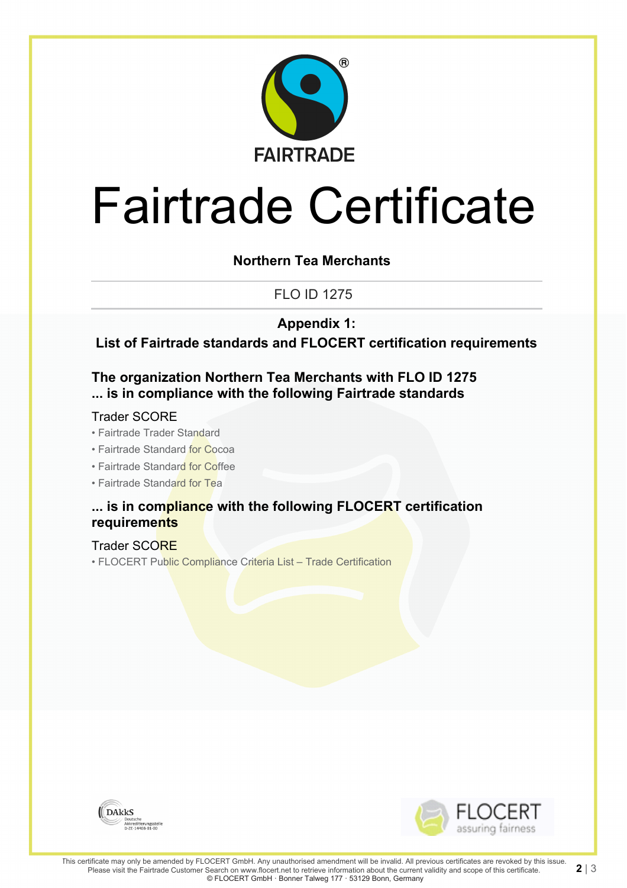FAIRTRADE

# Fairtrade Certificate

**Northern Tea Merchants**

FLO ID 1275

## Appendix 1:
## List of Fairtrade standards and FLOCERT certification requirements

### The organization Northern Tea Merchants with FLO ID 1275 ... is in compliance with the following Fairtrade standards

Trader SCORE

- Fairtrade Trader Standard
- Fairtrade Standard for Cocoa
- Fairtrade Standard for Coffee
- Fairtrade Standard for Tea

### ... is in compliance with the following FLOCERT certification requirements

Trader SCORE

- FLOCERT Public Compliance Criteria List – Trade Certification

DAkkS Deutsche Akkreditierungsstelle D-ZE-14408-01-00

FLOCERT assuring fairness

This certificate may only be amended by FLOCERT GmbH. Any unauthorised amendment will be invalid. All previous certificates are revoked by this issue. Please visit the Fairtrade Customer Search on www.flocert.net to retrieve information about the current validity and scope of this certificate.
© FLOCERT GmbH · Bonner Talweg 177 · 53129 Bonn, Germany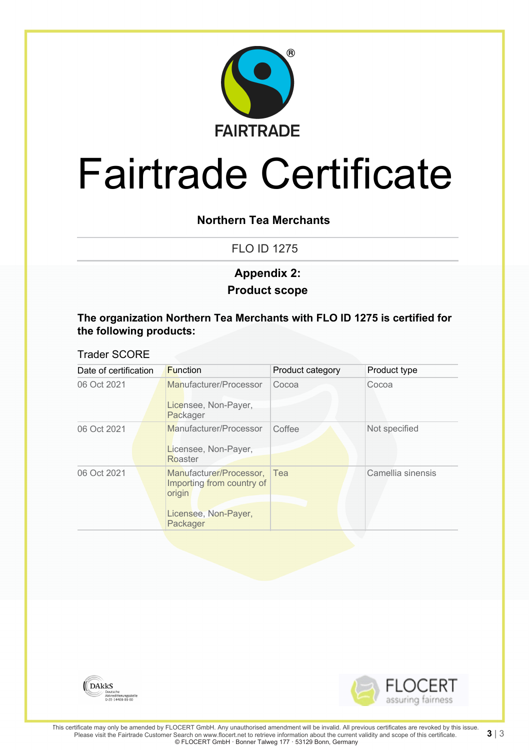FAIRTRADE

# Fairtrade Certificate

**Northern Tea Merchants**

FLO ID 1275

**Appendix 2:**
**Product scope**

**The organization Northern Tea Merchants with FLO ID 1275 is certified for the following products:**

Trader SCORE

| Date of certification | Function | Product category | Product type |
|---|---|---|---|
| 06 Oct 2021 | Manufacturer/Processor<br><br>Licensee, Non-Payer, Packager | Cocoa | Cocoa |
| 06 Oct 2021 | Manufacturer/Processor<br><br>Licensee, Non-Payer, Roaster | Coffee | Not specified |
| 06 Oct 2021 | Manufacturer/Processor, Importing from country of origin<br><br>Licensee, Non-Payer, Packager | Tea | Camellia sinensis |

DAkkS Deutsche Akkreditierungsstelle D-ZE-14408-01-00

FLOCERT assuring fairness

This certificate may only be amended by FLOCERT GmbH. Any unauthorised amendment will be invalid. All previous certificates are revoked by this issue. Please visit the Fairtrade Customer Search on www.flocert.net to retrieve information about the current validity and scope of this certificate.
© FLOCERT GmbH · Bonner Talweg 177 · 53129 Bonn, Germany